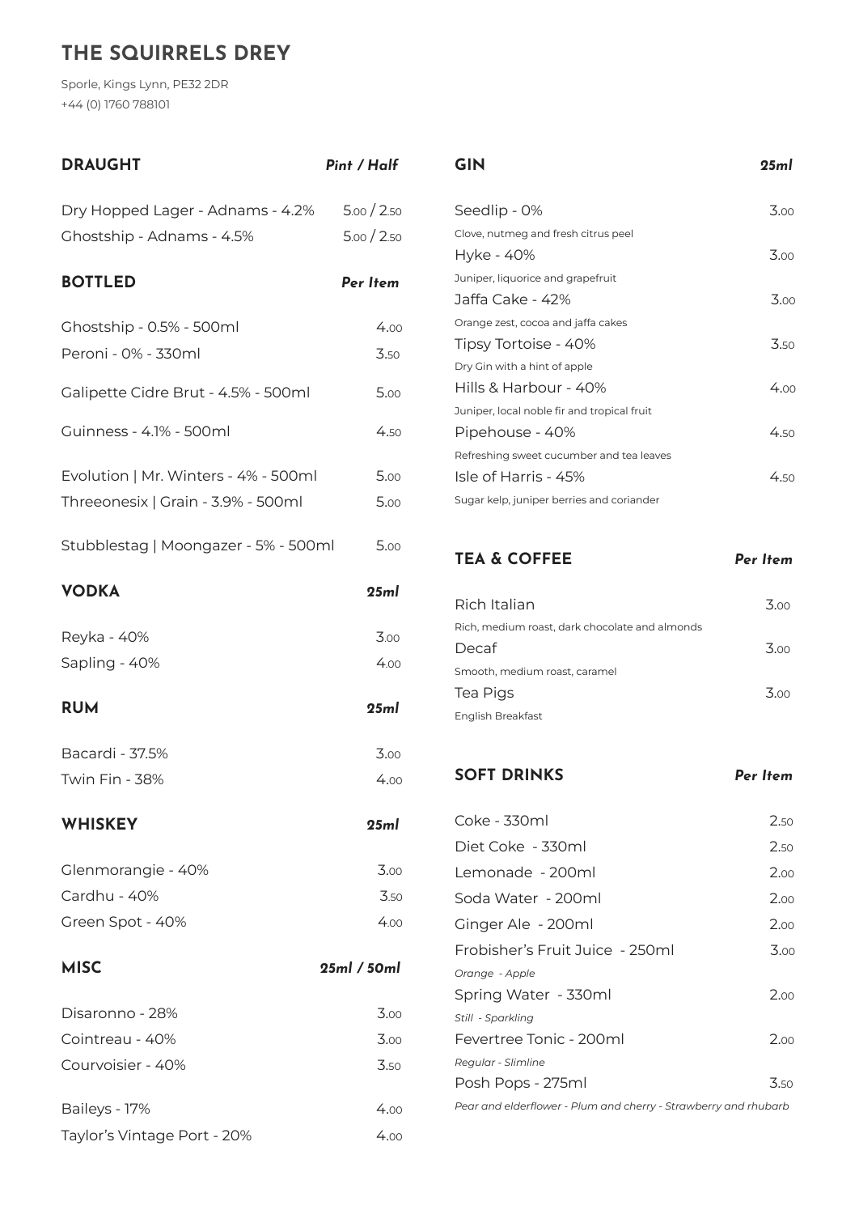# THE SQUIRRELS DREY

Sporle, Kings Lynn, PE32 2DR
+44 (0) 1760 788101

## DRAUGHT

| Item | Pint / Half |
|---|---|
| Dry Hopped Lager - Adnams - 4.2% | 5.00 / 2.50 |
| Ghostship - Adnams - 4.5% | 5.00 / 2.50 |

## BOTTLED

| Item | Per Item |
|---|---|
| Ghostship - 0.5% - 500ml | 4.00 |
| Peroni - 0% - 330ml | 3.50 |
| Galipette Cidre Brut - 4.5% - 500ml | 5.00 |
| Guinness - 4.1% - 500ml | 4.50 |
| Evolution \| Mr. Winters - 4% - 500ml | 5.00 |
| Threeonesix \| Grain - 3.9% - 500ml | 5.00 |
| Stubblestag \| Moongazer - 5% - 500ml | 5.00 |

## VODKA

| Item | 25ml |
|---|---|
| Reyka - 40% | 3.00 |
| Sapling - 40% | 4.00 |

## RUM

| Item | 25ml |
|---|---|
| Bacardi - 37.5% | 3.00 |
| Twin Fin - 38% | 4.00 |

## WHISKEY

| Item | 25ml |
|---|---|
| Glenmorangie - 40% | 3.00 |
| Cardhu - 40% | 3.50 |
| Green Spot - 40% | 4.00 |

## MISC

| Item | 25ml / 50ml |
|---|---|
| Disaronno - 28% | 3.00 |
| Cointreau - 40% | 3.00 |
| Courvoisier - 40% | 3.50 |
| Baileys - 17% | 4.00 |
| Taylor's Vintage Port - 20% | 4.00 |

## GIN

| Item | 25ml |
|---|---|
| Seedlip - 0%<br>Clove, nutmeg and fresh citrus peel | 3.00 |
| Hyke - 40%<br>Juniper, liquorice and grapefruit | 3.00 |
| Jaffa Cake - 42%<br>Orange zest, cocoa and jaffa cakes | 3.00 |
| Tipsy Tortoise - 40%<br>Dry Gin with a hint of apple | 3.50 |
| Hills & Harbour - 40%<br>Juniper, local noble fir and tropical fruit | 4.00 |
| Pipehouse - 40%<br>Refreshing sweet cucumber and tea leaves | 4.50 |
| Isle of Harris - 45%<br>Sugar kelp, juniper berries and coriander | 4.50 |

## TEA & COFFEE

| Item | Per Item |
|---|---|
| Rich Italian<br>Rich, medium roast, dark chocolate and almonds | 3.00 |
| Decaf<br>Smooth, medium roast, caramel | 3.00 |
| Tea Pigs<br>English Breakfast | 3.00 |

## SOFT DRINKS

| Item | Per Item |
|---|---|
| Coke - 330ml | 2.50 |
| Diet Coke - 330ml | 2.50 |
| Lemonade - 200ml | 2.00 |
| Soda Water - 200ml | 2.00 |
| Ginger Ale - 200ml | 2.00 |
| Frobisher's Fruit Juice - 250ml<br>*Orange - Apple* | 3.00 |
| Spring Water - 330ml<br>*Still - Sparkling* | 2.00 |
| Fevertree Tonic - 200ml<br>*Regular - Slimline* | 2.00 |
| Posh Pops - 275ml<br>*Pear and elderflower - Plum and cherry - Strawberry and rhubarb* | 3.50 |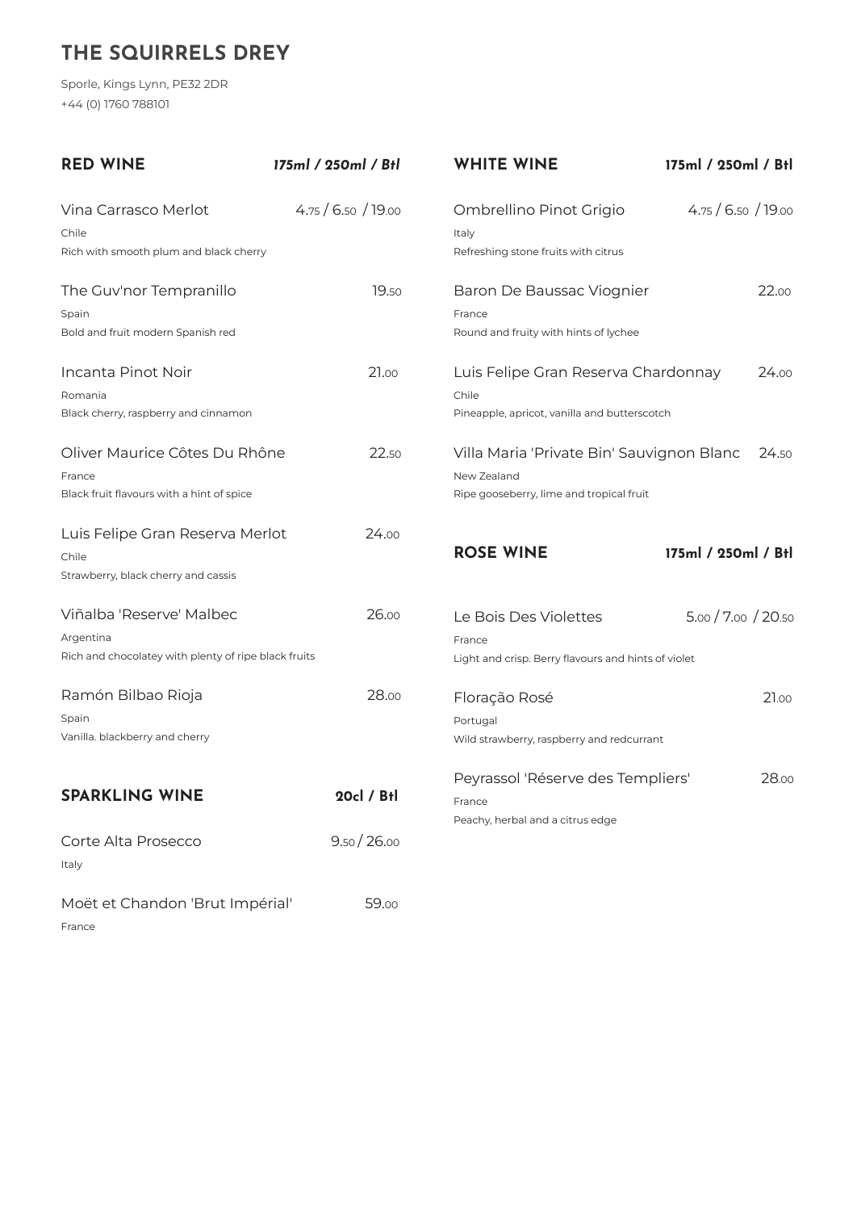# THE SQUIRRELS DREY

Sporle, Kings Lynn, PE32 2DR
+44 (0) 1760 788101

## RED WINE

*175ml / 250ml / Btl*

**Vina Carrasco Merlot** — 4.75 / 6.50 / 19.00
Chile
Rich with smooth plum and black cherry

**The Guv'nor Tempranillo** — 19.50
Spain
Bold and fruit modern Spanish red

**Incanta Pinot Noir** — 21.00
Romania
Black cherry, raspberry and cinnamon

**Oliver Maurice Côtes Du Rhône** — 22.50
France
Black fruit flavours with a hint of spice

**Luis Felipe Gran Reserva Merlot** — 24.00
Chile
Strawberry, black cherry and cassis

**Viñalba 'Reserve' Malbec** — 26.00
Argentina
Rich and chocolatey with plenty of ripe black fruits

**Ramón Bilbao Rioja** — 28.00
Spain
Vanilla. blackberry and cherry

## SPARKLING WINE

*20cl / Btl*

**Corte Alta Prosecco** — 9.50 / 26.00
Italy

**Moët et Chandon 'Brut Impérial'** — 59.00
France

## WHITE WINE

*175ml / 250ml / Btl*

**Ombrellino Pinot Grigio** — 4.75 / 6.50 / 19.00
Italy
Refreshing stone fruits with citrus

**Baron De Baussac Viognier** — 22.00
France
Round and fruity with hints of lychee

**Luis Felipe Gran Reserva Chardonnay** — 24.00
Chile
Pineapple, apricot, vanilla and butterscotch

**Villa Maria 'Private Bin' Sauvignon Blanc** — 24.50
New Zealand
Ripe gooseberry, lime and tropical fruit

## ROSE WINE

*175ml / 250ml / Btl*

**Le Bois Des Violettes** — 5.00 / 7.00 / 20.50
France
Light and crisp. Berry flavours and hints of violet

**Floração Rosé** — 21.00
Portugal
Wild strawberry, raspberry and redcurrant

**Peyrassol 'Réserve des Templiers'** — 28.00
France
Peachy, herbal and a citrus edge